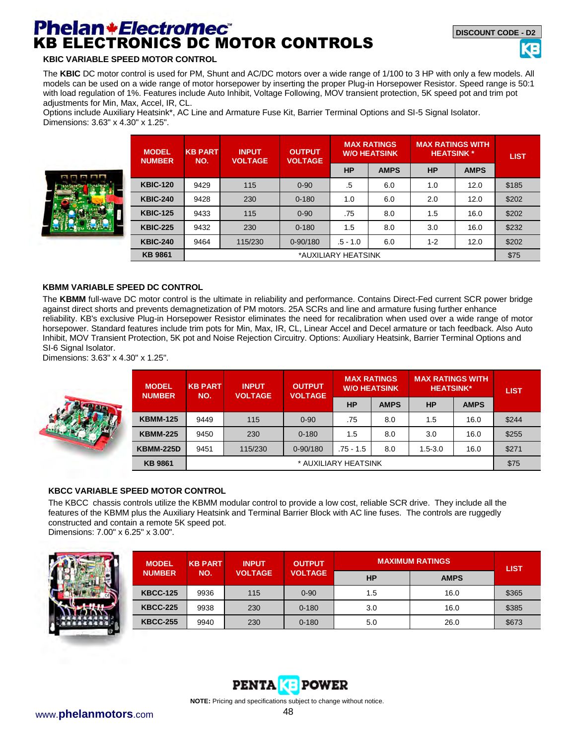# Phelan Electromec
# KB ELECTRONICS DC MOTOR CONTROLS

DISCOUNT CODE - D2

## KBIC VARIABLE SPEED MOTOR CONTROL

The **KBIC** DC motor control is used for PM, Shunt and AC/DC motors over a wide range of 1/100 to 3 HP with only a few models. All models can be used on a wide range of motor horsepower by inserting the proper Plug-in Horsepower Resistor. Speed range is 50:1 with load regulation of 1%. Features include Auto Inhibit, Voltage Following, MOV transient protection, 5K speed pot and trim pot adjustments for Min, Max, Accel, IR, CL.
Options include Auxiliary Heatsink*, AC Line and Armature Fuse Kit, Barrier Terminal Options and SI-5 Signal Isolator.
Dimensions: 3.63" x 4.30" x 1.25".

| MODEL NUMBER | KB PART NO. | INPUT VOLTAGE | OUTPUT VOLTAGE | MAX RATINGS W/O HEATSINK | | MAX RATINGS WITH HEATSINK * | | LIST |
|---|---|---|---|---|---|---|---|---|
| | | | | HP | AMPS | HP | AMPS | |
| KBIC-120 | 9429 | 115 | 0-90 | .5 | 6.0 | 1.0 | 12.0 | $185 |
| KBIC-240 | 9428 | 230 | 0-180 | 1.0 | 6.0 | 2.0 | 12.0 | $202 |
| KBIC-125 | 9433 | 115 | 0-90 | .75 | 8.0 | 1.5 | 16.0 | $202 |
| KBIC-225 | 9432 | 230 | 0-180 | 1.5 | 8.0 | 3.0 | 16.0 | $232 |
| KBIC-240 | 9464 | 115/230 | 0-90/180 | .5 - 1.0 | 6.0 | 1-2 | 12.0 | $202 |
| KB 9861 | *AUXILIARY HEATSINK | | | | | | | $75 |

## KBMM VARIABLE SPEED DC CONTROL

The **KBMM** full-wave DC motor control is the ultimate in reliability and performance. Contains Direct-Fed current SCR power bridge against direct shorts and prevents demagnetization of PM motors. 25A SCRs and line and armature fusing further enhance reliability. KB's exclusive Plug-in Horsepower Resistor eliminates the need for recalibration when used over a wide range of motor horsepower. Standard features include trim pots for Min, Max, IR, CL, Linear Accel and Decel armature or tach feedback. Also Auto Inhibit, MOV Transient Protection, 5K pot and Noise Rejection Circuitry. Options: Auxiliary Heatsink, Barrier Terminal Options and SI-6 Signal Isolator.
Dimensions: 3.63" x 4.30" x 1.25".

| MODEL NUMBER | KB PART NO. | INPUT VOLTAGE | OUTPUT VOLTAGE | MAX RATINGS W/O HEATSINK | | MAX RATINGS WITH HEATSINK* | | LIST |
|---|---|---|---|---|---|---|---|---|
| | | | | HP | AMPS | HP | AMPS | |
| KBMM-125 | 9449 | 115 | 0-90 | .75 | 8.0 | 1.5 | 16.0 | $244 |
| KBMM-225 | 9450 | 230 | 0-180 | 1.5 | 8.0 | 3.0 | 16.0 | $255 |
| KBMM-225D | 9451 | 115/230 | 0-90/180 | .75 - 1.5 | 8.0 | 1.5-3.0 | 16.0 | $271 |
| KB 9861 | * AUXILIARY HEATSINK | | | | | | | $75 |

## KBCC VARIABLE SPEED MOTOR CONTROL

The KBCC chassis controls utilize the KBMM modular control to provide a low cost, reliable SCR drive. They include all the features of the KBMM plus the Auxiliary Heatsink and Terminal Barrier Block with AC line fuses. The controls are ruggedly constructed and contain a remote 5K speed pot.
Dimensions: 7.00" x 6.25" x 3.00".

| MODEL NUMBER | KB PART NO. | INPUT VOLTAGE | OUTPUT VOLTAGE | MAXIMUM RATINGS | | LIST |
|---|---|---|---|---|---|---|
| | | | | HP | AMPS | |
| KBCC-125 | 9936 | 115 | 0-90 | 1.5 | 16.0 | $365 |
| KBCC-225 | 9938 | 230 | 0-180 | 3.0 | 16.0 | $385 |
| KBCC-255 | 9940 | 230 | 0-180 | 5.0 | 26.0 | $673 |

PENTA KB POWER

**NOTE:** Pricing and specifications subject to change without notice.

www.**phelanmotors**.com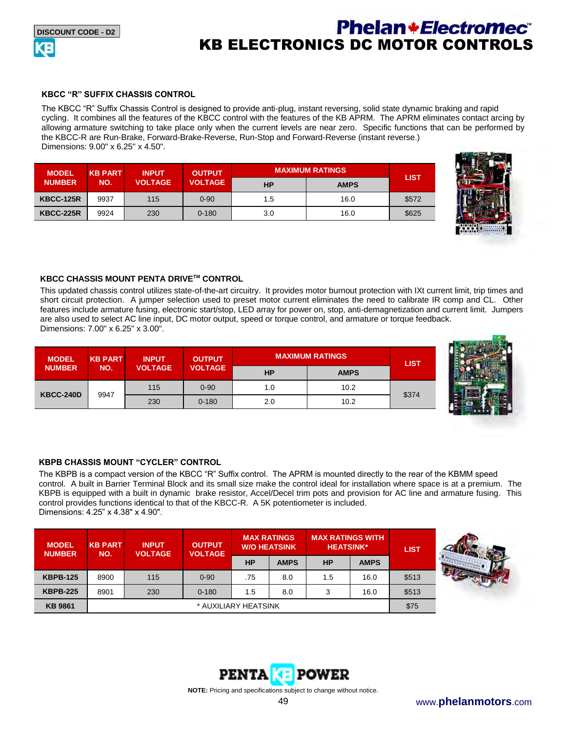DISCOUNT CODE - D2

# KB ELECTRONICS DC MOTOR CONTROLS

### KBCC "R" SUFFIX CHASSIS CONTROL

The KBCC "R" Suffix Chassis Control is designed to provide anti-plug, instant reversing, solid state dynamic braking and rapid cycling. It combines all the features of the KBCC control with the features of the KB APRM. The APRM eliminates contact arcing by allowing armature switching to take place only when the current levels are near zero. Specific functions that can be performed by the KBCC-R are Run-Brake, Forward-Brake-Reverse, Run-Stop and Forward-Reverse (instant reverse.)
Dimensions: 9.00" x 6.25" x 4.50".

| MODEL NUMBER | KB PART NO. | INPUT VOLTAGE | OUTPUT VOLTAGE | MAXIMUM RATINGS | | LIST |
|---|---|---|---|---|---|---|
| | | | | HP | AMPS | |
| KBCC-125R | 9937 | 115 | 0-90 | 1.5 | 16.0 | $572 |
| KBCC-225R | 9924 | 230 | 0-180 | 3.0 | 16.0 | $625 |

### KBCC CHASSIS MOUNT PENTA DRIVE™ CONTROL

This updated chassis control utilizes state-of-the-art circuitry. It provides motor burnout protection with IXt current limit, trip times and short circuit protection. A jumper selection used to preset motor current eliminates the need to calibrate IR comp and CL. Other features include armature fusing, electronic start/stop, LED array for power on, stop, anti-demagnetization and current limit. Jumpers are also used to select AC line input, DC motor output, speed or torque control, and armature or torque feedback.
Dimensions: 7.00" x 6.25" x 3.00".

| MODEL NUMBER | KB PART NO. | INPUT VOLTAGE | OUTPUT VOLTAGE | MAXIMUM RATINGS | | LIST |
|---|---|---|---|---|---|---|
| | | | | HP | AMPS | |
| KBCC-240D | 9947 | 115 | 0-90 | 1.0 | 10.2 | $374 |
| | | 230 | 0-180 | 2.0 | 10.2 | |

### KBPB CHASSIS MOUNT "CYCLER" CONTROL

The KBPB is a compact version of the KBCC "R" Suffix control. The APRM is mounted directly to the rear of the KBMM speed control. A built in Barrier Terminal Block and its small size make the control ideal for installation where space is at a premium. The KBPB is equipped with a built in dynamic brake resistor, Accel/Decel trim pots and provision for AC line and armature fusing. This control provides functions identical to that of the KBCC-R. A 5K potentiometer is included.
Dimensions: 4.25" x 4.38" x 4.90".

| MODEL NUMBER | KB PART NO. | INPUT VOLTAGE | OUTPUT VOLTAGE | MAX RATINGS W/O HEATSINK | | MAX RATINGS WITH HEATSINK* | | LIST |
|---|---|---|---|---|---|---|---|---|
| | | | | HP | AMPS | HP | AMPS | |
| KBPB-125 | 8900 | 115 | 0-90 | .75 | 8.0 | 1.5 | 16.0 | $513 |
| KBPB-225 | 8901 | 230 | 0-180 | 1.5 | 8.0 | 3 | 16.0 | $513 |
| KB 9861 | * AUXILIARY HEATSINK | | | | | | | $75 |

PENTA KB POWER

**NOTE:** Pricing and specifications subject to change without notice.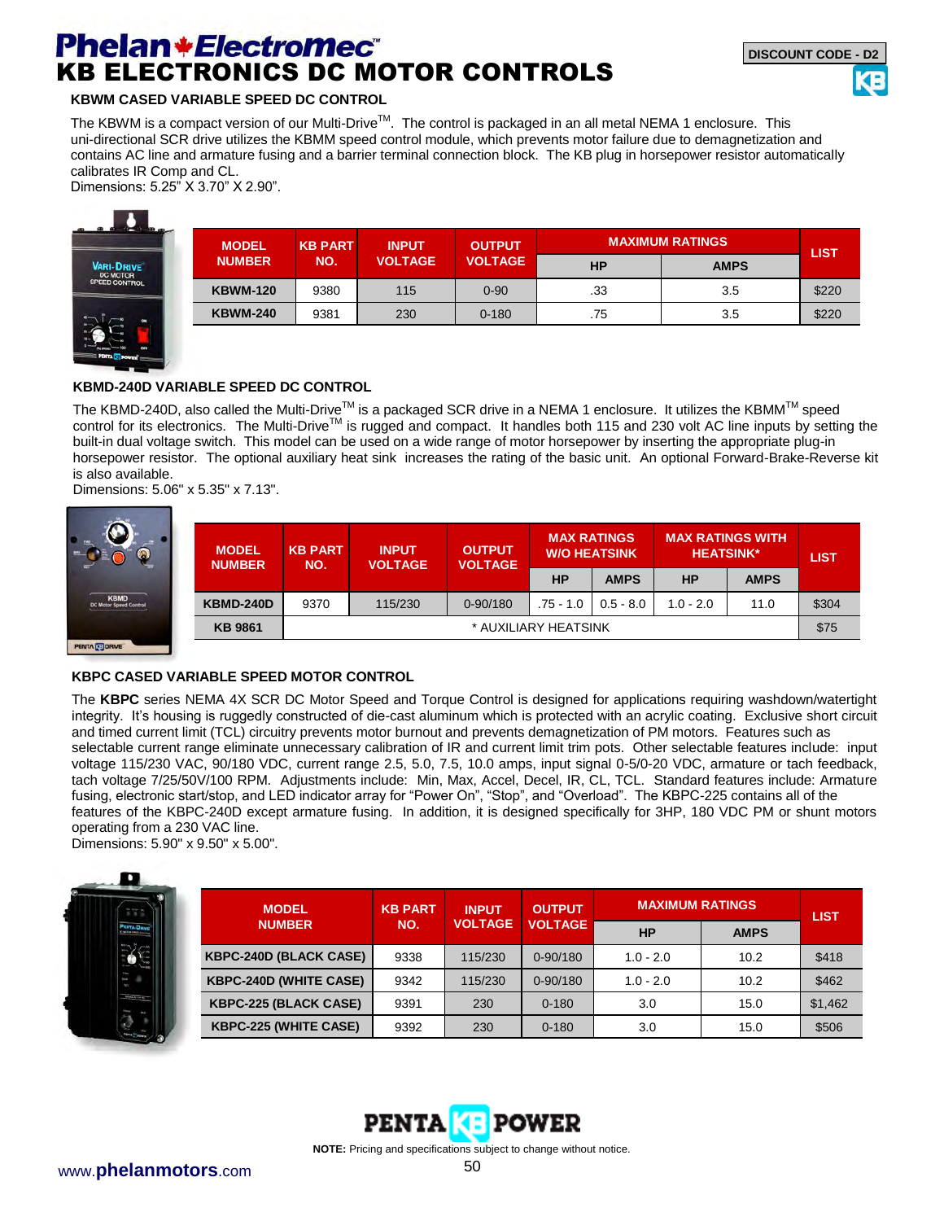# Phelan Electromec™
# KB ELECTRONICS DC MOTOR CONTROLS

DISCOUNT CODE - D2

### KBWM CASED VARIABLE SPEED DC CONTROL

The KBWM is a compact version of our Multi-Drive™. The control is packaged in an all metal NEMA 1 enclosure. This uni-directional SCR drive utilizes the KBMM speed control module, which prevents motor failure due to demagnetization and contains AC line and armature fusing and a barrier terminal connection block. The KB plug in horsepower resistor automatically calibrates IR Comp and CL.
Dimensions: 5.25" X 3.70" X 2.90".

| MODEL NUMBER | KB PART NO. | INPUT VOLTAGE | OUTPUT VOLTAGE | MAXIMUM RATINGS | | LIST |
|---|---|---|---|---|---|---|
| | | | | HP | AMPS | |
| KBWM-120 | 9380 | 115 | 0-90 | .33 | 3.5 | $220 |
| KBWM-240 | 9381 | 230 | 0-180 | .75 | 3.5 | $220 |

### KBMD-240D VARIABLE SPEED DC CONTROL

The KBMD-240D, also called the Multi-Drive™ is a packaged SCR drive in a NEMA 1 enclosure. It utilizes the KBMM™ speed control for its electronics. The Multi-Drive™ is rugged and compact. It handles both 115 and 230 volt AC line inputs by setting the built-in dual voltage switch. This model can be used on a wide range of motor horsepower by inserting the appropriate plug-in horsepower resistor. The optional auxiliary heat sink increases the rating of the basic unit. An optional Forward-Brake-Reverse kit is also available.
Dimensions: 5.06" x 5.35" x 7.13".

| MODEL NUMBER | KB PART NO. | INPUT VOLTAGE | OUTPUT VOLTAGE | MAX RATINGS W/O HEATSINK | | MAX RATINGS WITH HEATSINK* | | LIST |
|---|---|---|---|---|---|---|---|---|
| | | | | HP | AMPS | HP | AMPS | |
| KBMD-240D | 9370 | 115/230 | 0-90/180 | .75 - 1.0 | 0.5 - 8.0 | 1.0 - 2.0 | 11.0 | $304 |
| KB 9861 | * AUXILIARY HEATSINK | | | | | | | $75 |

### KBPC CASED VARIABLE SPEED MOTOR CONTROL

The **KBPC** series NEMA 4X SCR DC Motor Speed and Torque Control is designed for applications requiring washdown/watertight integrity. It's housing is ruggedly constructed of die-cast aluminum which is protected with an acrylic coating. Exclusive short circuit and timed current limit (TCL) circuitry prevents motor burnout and prevents demagnetization of PM motors. Features such as selectable current range eliminate unnecessary calibration of IR and current limit trim pots. Other selectable features include: input voltage 115/230 VAC, 90/180 VDC, current range 2.5, 5.0, 7.5, 10.0 amps, input signal 0-5/0-20 VDC, armature or tach feedback, tach voltage 7/25/50V/100 RPM. Adjustments include: Min, Max, Accel, Decel, IR, CL, TCL. Standard features include: Armature fusing, electronic start/stop, and LED indicator array for "Power On", "Stop", and "Overload". The KBPC-225 contains all of the features of the KBPC-240D except armature fusing. In addition, it is designed specifically for 3HP, 180 VDC PM or shunt motors operating from a 230 VAC line.
Dimensions: 5.90" x 9.50" x 5.00".

| MODEL NUMBER | KB PART NO. | INPUT VOLTAGE | OUTPUT VOLTAGE | MAXIMUM RATINGS | | LIST |
|---|---|---|---|---|---|---|
| | | | | HP | AMPS | |
| KBPC-240D (BLACK CASE) | 9338 | 115/230 | 0-90/180 | 1.0 - 2.0 | 10.2 | $418 |
| KBPC-240D (WHITE CASE) | 9342 | 115/230 | 0-90/180 | 1.0 - 2.0 | 10.2 | $462 |
| KBPC-225 (BLACK CASE) | 9391 | 230 | 0-180 | 3.0 | 15.0 | $1,462 |
| KBPC-225 (WHITE CASE) | 9392 | 230 | 0-180 | 3.0 | 15.0 | $506 |

PENTA KB POWER

**NOTE:** Pricing and specifications subject to change without notice.

www.**phelanmotors**.com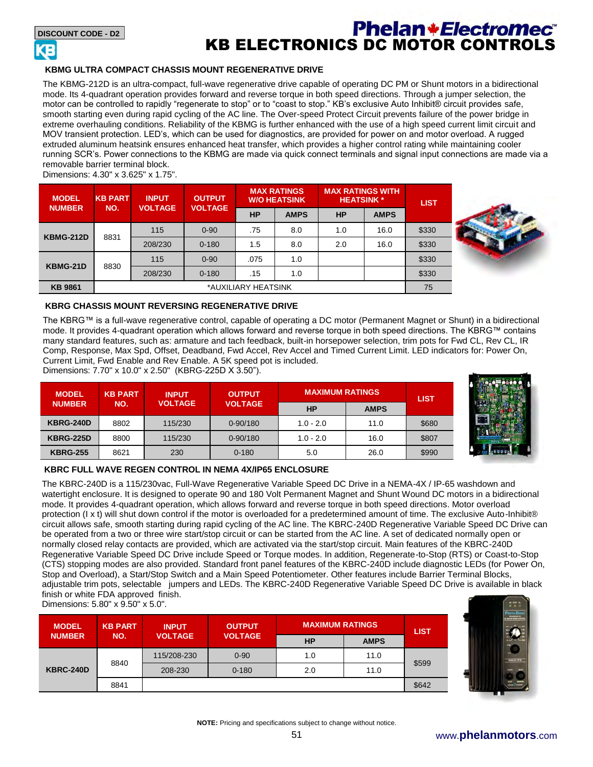DISCOUNT CODE - D2

# Phelan Electromec
# KB ELECTRONICS DC MOTOR CONTROLS

## KBMG ULTRA COMPACT CHASSIS MOUNT REGENERATIVE DRIVE

The KBMG-212D is an ultra-compact, full-wave regenerative drive capable of operating DC PM or Shunt motors in a bidirectional mode. Its 4-quadrant operation provides forward and reverse torque in both speed directions. Through a jumper selection, the motor can be controlled to rapidly “regenerate to stop” or to “coast to stop.” KB’s exclusive Auto Inhibit® circuit provides safe, smooth starting even during rapid cycling of the AC line. The Over-speed Protect Circuit prevents failure of the power bridge in extreme overhauling conditions. Reliability of the KBMG is further enhanced with the use of a high speed current limit circuit and MOV transient protection. LED’s, which can be used for diagnostics, are provided for power on and motor overload. A rugged extruded aluminum heatsink ensures enhanced heat transfer, which provides a higher control rating while maintaining cooler running SCR’s. Power connections to the KBMG are made via quick connect terminals and signal input connections are made via a removable barrier terminal block.
Dimensions: 4.30" x 3.625" x 1.75".

| MODEL NUMBER | KB PART NO. | INPUT VOLTAGE | OUTPUT VOLTAGE | MAX RATINGS W/O HEATSINK | | MAX RATINGS WITH HEATSINK * | | LIST |
|---|---|---|---|---|---|---|---|---|
| | | | | HP | AMPS | HP | AMPS | |
| KBMG-212D | 8831 | 115 | 0-90 | .75 | 8.0 | 1.0 | 16.0 | $330 |
| | | 208/230 | 0-180 | 1.5 | 8.0 | 2.0 | 16.0 | $330 |
| KBMG-21D | 8830 | 115 | 0-90 | .075 | 1.0 | | | $330 |
| | | 208/230 | 0-180 | .15 | 1.0 | | | $330 |
| KB 9861 | *AUXILIARY HEATSINK | | | | | | | 75 |

## KBRG CHASSIS MOUNT REVERSING REGENERATIVE DRIVE

The KBRG™ is a full-wave regenerative control, capable of operating a DC motor (Permanent Magnet or Shunt) in a bidirectional mode. It provides 4-quadrant operation which allows forward and reverse torque in both speed directions. The KBRG™ contains many standard features, such as: armature and tach feedback, built-in horsepower selection, trim pots for Fwd CL, Rev CL, IR Comp, Response, Max Spd, Offset, Deadband, Fwd Accel, Rev Accel and Timed Current Limit. LED indicators for: Power On, Current Limit, Fwd Enable and Rev Enable. A 5K speed pot is included.
Dimensions: 7.70" x 10.0" x 2.50" (KBRG-225D X 3.50”).

| MODEL NUMBER | KB PART NO. | INPUT VOLTAGE | OUTPUT VOLTAGE | MAXIMUM RATINGS | | LIST |
|---|---|---|---|---|---|---|
| | | | | HP | AMPS | |
| KBRG-240D | 8802 | 115/230 | 0-90/180 | 1.0 - 2.0 | 11.0 | $680 |
| KBRG-225D | 8800 | 115/230 | 0-90/180 | 1.0 - 2.0 | 16.0 | $807 |
| KBRG-255 | 8621 | 230 | 0-180 | 5.0 | 26.0 | $990 |

## KBRC FULL WAVE REGEN CONTROL IN NEMA 4X/IP65 ENCLOSURE

The KBRC-240D is a 115/230vac, Full-Wave Regenerative Variable Speed DC Drive in a NEMA-4X / IP-65 washdown and watertight enclosure. It is designed to operate 90 and 180 Volt Permanent Magnet and Shunt Wound DC motors in a bidirectional mode. It provides 4-quadrant operation, which allows forward and reverse torque in both speed directions. Motor overload protection (I x t) will shut down control if the motor is overloaded for a predetermined amount of time. The exclusive Auto-Inhibit® circuit allows safe, smooth starting during rapid cycling of the AC line. The KBRC-240D Regenerative Variable Speed DC Drive can be operated from a two or three wire start/stop circuit or can be started from the AC line. A set of dedicated normally open or normally closed relay contacts are provided, which are activated via the start/stop circuit. Main features of the KBRC-240D Regenerative Variable Speed DC Drive include Speed or Torque modes. In addition, Regenerate-to-Stop (RTS) or Coast-to-Stop (CTS) stopping modes are also provided. Standard front panel features of the KBRC-240D include diagnostic LEDs (for Power On, Stop and Overload), a Start/Stop Switch and a Main Speed Potentiometer. Other features include Barrier Terminal Blocks, adjustable trim pots, selectable jumpers and LEDs. The KBRC-240D Regenerative Variable Speed DC Drive is available in black finish or white FDA approved finish.
Dimensions: 5.80" x 9.50" x 5.0".

| MODEL NUMBER | KB PART NO. | INPUT VOLTAGE | OUTPUT VOLTAGE | MAXIMUM RATINGS | | LIST |
|---|---|---|---|---|---|---|
| | | | | HP | AMPS | |
| KBRC-240D | 8840 | 115/208-230 | 0-90 | 1.0 | 11.0 | $599 |
| | | 208-230 | 0-180 | 2.0 | 11.0 | |
| | 8841 | | | | | $642 |

**NOTE:** Pricing and specifications subject to change without notice.

www.phelanmotors.com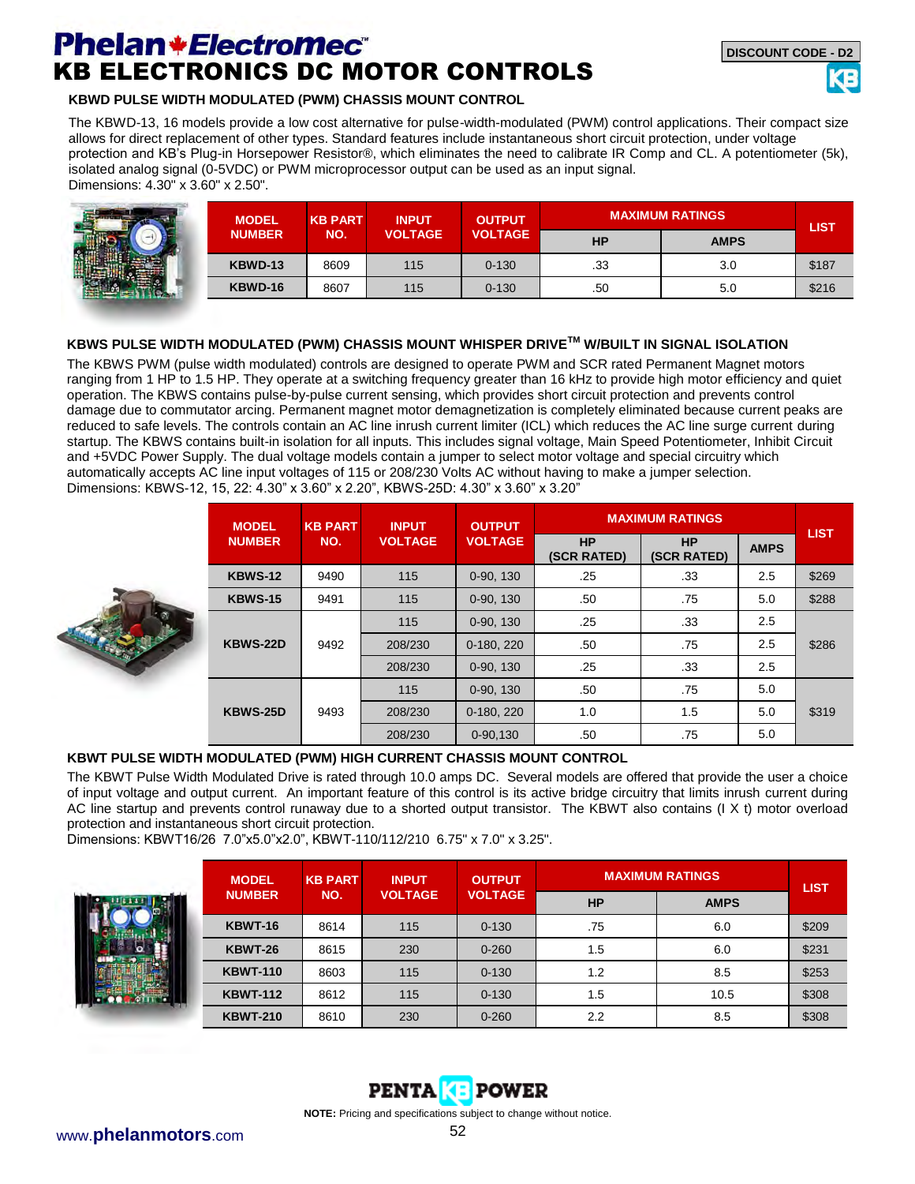# Phelan Electromec

**DISCOUNT CODE - D2**

# KB ELECTRONICS DC MOTOR CONTROLS

## KBWD PULSE WIDTH MODULATED (PWM) CHASSIS MOUNT CONTROL

The KBWD-13, 16 models provide a low cost alternative for pulse-width-modulated (PWM) control applications. Their compact size allows for direct replacement of other types. Standard features include instantaneous short circuit protection, under voltage protection and KB's Plug-in Horsepower Resistor®, which eliminates the need to calibrate IR Comp and CL. A potentiometer (5k), isolated analog signal (0-5VDC) or PWM microprocessor output can be used as an input signal.
Dimensions: 4.30" x 3.60" x 2.50".

| MODEL NUMBER | KB PART NO. | INPUT VOLTAGE | OUTPUT VOLTAGE | MAXIMUM RATINGS | | LIST |
|---|---|---|---|---|---|---|
| | | | | HP | AMPS | |
| KBWD-13 | 8609 | 115 | 0-130 | .33 | 3.0 | $187 |
| KBWD-16 | 8607 | 115 | 0-130 | .50 | 5.0 | $216 |

## KBWS PULSE WIDTH MODULATED (PWM) CHASSIS MOUNT WHISPER DRIVE™ W/BUILT IN SIGNAL ISOLATION

The KBWS PWM (pulse width modulated) controls are designed to operate PWM and SCR rated Permanent Magnet motors ranging from 1 HP to 1.5 HP. They operate at a switching frequency greater than 16 kHz to provide high motor efficiency and quiet operation. The KBWS contains pulse-by-pulse current sensing, which provides short circuit protection and prevents control damage due to commutator arcing. Permanent magnet motor demagnetization is completely eliminated because current peaks are reduced to safe levels. The controls contain an AC line inrush current limiter (ICL) which reduces the AC line surge current during startup. The KBWS contains built-in isolation for all inputs. This includes signal voltage, Main Speed Potentiometer, Inhibit Circuit and +5VDC Power Supply. The dual voltage models contain a jumper to select motor voltage and special circuitry which automatically accepts AC line input voltages of 115 or 208/230 Volts AC without having to make a jumper selection.
Dimensions: KBWS-12, 15, 22: 4.30" x 3.60" x 2.20", KBWS-25D: 4.30" x 3.60" x 3.20"

| MODEL NUMBER | KB PART NO. | INPUT VOLTAGE | OUTPUT VOLTAGE | MAXIMUM RATINGS | | | LIST |
|---|---|---|---|---|---|---|---|
| | | | | HP (SCR RATED) | HP (SCR RATED) | AMPS | |
| KBWS-12 | 9490 | 115 | 0-90, 130 | .25 | .33 | 2.5 | $269 |
| KBWS-15 | 9491 | 115 | 0-90, 130 | .50 | .75 | 5.0 | $288 |
| KBWS-22D | 9492 | 115 | 0-90, 130 | .25 | .33 | 2.5 | $286 |
| | | 208/230 | 0-180, 220 | .50 | .75 | 2.5 | |
| | | 208/230 | 0-90, 130 | .25 | .33 | 2.5 | |
| KBWS-25D | 9493 | 115 | 0-90, 130 | .50 | .75 | 5.0 | $319 |
| | | 208/230 | 0-180, 220 | 1.0 | 1.5 | 5.0 | |
| | | 208/230 | 0-90,130 | .50 | .75 | 5.0 | |

## KBWT PULSE WIDTH MODULATED (PWM) HIGH CURRENT CHASSIS MOUNT CONTROL

The KBWT Pulse Width Modulated Drive is rated through 10.0 amps DC. Several models are offered that provide the user a choice of input voltage and output current. An important feature of this control is its active bridge circuitry that limits inrush current during AC line startup and prevents control runaway due to a shorted output transistor. The KBWT also contains (I X t) motor overload protection and instantaneous short circuit protection.
Dimensions: KBWT16/26 7.0"x5.0"x2.0", KBWT-110/112/210 6.75" x 7.0" x 3.25".

| MODEL NUMBER | KB PART NO. | INPUT VOLTAGE | OUTPUT VOLTAGE | MAXIMUM RATINGS | | LIST |
|---|---|---|---|---|---|---|
| | | | | HP | AMPS | |
| KBWT-16 | 8614 | 115 | 0-130 | .75 | 6.0 | $209 |
| KBWT-26 | 8615 | 230 | 0-260 | 1.5 | 6.0 | $231 |
| KBWT-110 | 8603 | 115 | 0-130 | 1.2 | 8.5 | $253 |
| KBWT-112 | 8612 | 115 | 0-130 | 1.5 | 10.5 | $308 |
| KBWT-210 | 8610 | 230 | 0-260 | 2.2 | 8.5 | $308 |

PENTA KB POWER

**NOTE:** Pricing and specifications subject to change without notice.

www.**phelanmotors**.com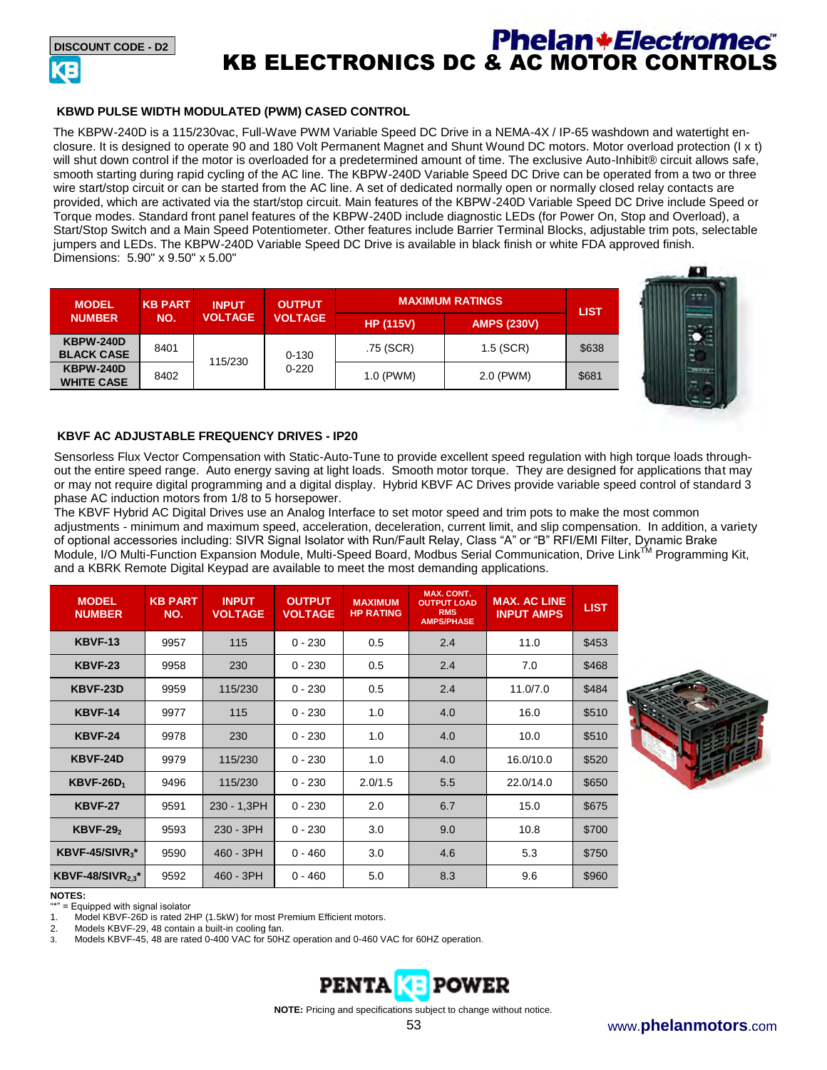DISCOUNT CODE - D2

# KB ELECTRONICS DC & AC MOTOR CONTROLS

## KBWD PULSE WIDTH MODULATED (PWM) CASED CONTROL

The KBPW-240D is a 115/230vac, Full-Wave PWM Variable Speed DC Drive in a NEMA-4X / IP-65 washdown and watertight enclosure. It is designed to operate 90 and 180 Volt Permanent Magnet and Shunt Wound DC motors. Motor overload protection (I x t) will shut down control if the motor is overloaded for a predetermined amount of time. The exclusive Auto-Inhibit® circuit allows safe, smooth starting during rapid cycling of the AC line. The KBPW-240D Variable Speed DC Drive can be operated from a two or three wire start/stop circuit or can be started from the AC line. A set of dedicated normally open or normally closed relay contacts are provided, which are activated via the start/stop circuit. Main features of the KBPW-240D Variable Speed DC Drive include Speed or Torque modes. Standard front panel features of the KBPW-240D include diagnostic LEDs (for Power On, Stop and Overload), a Start/Stop Switch and a Main Speed Potentiometer. Other features include Barrier Terminal Blocks, adjustable trim pots, selectable jumpers and LEDs. The KBPW-240D Variable Speed DC Drive is available in black finish or white FDA approved finish. Dimensions: 5.90" x 9.50" x 5.00"

| MODEL NUMBER | KB PART NO. | INPUT VOLTAGE | OUTPUT VOLTAGE | MAXIMUM RATINGS | | LIST |
|---|---|---|---|---|---|---|
| | | | | HP (115V) | AMPS (230V) | |
| KBPW-240D BLACK CASE | 8401 | 115/230 | 0-130 0-220 | .75 (SCR) | 1.5 (SCR) | $638 |
| KBPW-240D WHITE CASE | 8402 | | | 1.0 (PWM) | 2.0 (PWM) | $681 |

## KBVF AC ADJUSTABLE FREQUENCY DRIVES - IP20

Sensorless Flux Vector Compensation with Static-Auto-Tune to provide excellent speed regulation with high torque loads throughout the entire speed range. Auto energy saving at light loads. Smooth motor torque. They are designed for applications that may or may not require digital programming and a digital display. Hybrid KBVF AC Drives provide variable speed control of standard 3 phase AC induction motors from 1/8 to 5 horsepower.

The KBVF Hybrid AC Digital Drives use an Analog Interface to set motor speed and trim pots to make the most common adjustments - minimum and maximum speed, acceleration, deceleration, current limit, and slip compensation. In addition, a variety of optional accessories including: SIVR Signal Isolator with Run/Fault Relay, Class "A" or "B" RFI/EMI Filter, Dynamic Brake Module, I/O Multi-Function Expansion Module, Multi-Speed Board, Modbus Serial Communication, Drive Link™ Programming Kit, and a KBRK Remote Digital Keypad are available to meet the most demanding applications.

| MODEL NUMBER | KB PART NO. | INPUT VOLTAGE | OUTPUT VOLTAGE | MAXIMUM HP RATING | MAX. CONT. OUTPUT LOAD RMS AMPS/PHASE | MAX. AC LINE INPUT AMPS | LIST |
|---|---|---|---|---|---|---|---|
| KBVF-13 | 9957 | 115 | 0 - 230 | 0.5 | 2.4 | 11.0 | $453 |
| KBVF-23 | 9958 | 230 | 0 - 230 | 0.5 | 2.4 | 7.0 | $468 |
| KBVF-23D | 9959 | 115/230 | 0 - 230 | 0.5 | 2.4 | 11.0/7.0 | $484 |
| KBVF-14 | 9977 | 115 | 0 - 230 | 1.0 | 4.0 | 16.0 | $510 |
| KBVF-24 | 9978 | 230 | 0 - 230 | 1.0 | 4.0 | 10.0 | $510 |
| KBVF-24D | 9979 | 115/230 | 0 - 230 | 1.0 | 4.0 | 16.0/10.0 | $520 |
| KBVF-26D[1] | 9496 | 115/230 | 0 - 230 | 2.0/1.5 | 5.5 | 22.0/14.0 | $650 |
| KBVF-27 | 9591 | 230 - 1,3PH | 0 - 230 | 2.0 | 6.7 | 15.0 | $675 |
| KBVF-29[2] | 9593 | 230 - 3PH | 0 - 230 | 3.0 | 9.0 | 10.8 | $700 |
| KBVF-45/SIVR[3]* | 9590 | 460 - 3PH | 0 - 460 | 3.0 | 4.6 | 5.3 | $750 |
| KBVF-48/SIVR[2,3]* | 9592 | 460 - 3PH | 0 - 460 | 5.0 | 8.3 | 9.6 | $960 |

**NOTES:**

"*" = Equipped with signal isolator

1. Model KBVF-26D is rated 2HP (1.5kW) for most Premium Efficient motors.
2. Models KBVF-29, 48 contain a built-in cooling fan.
3. Models KBVF-45, 48 are rated 0-400 VAC for 50HZ operation and 0-460 VAC for 60HZ operation.

PENTA KB POWER

**NOTE:** Pricing and specifications subject to change without notice.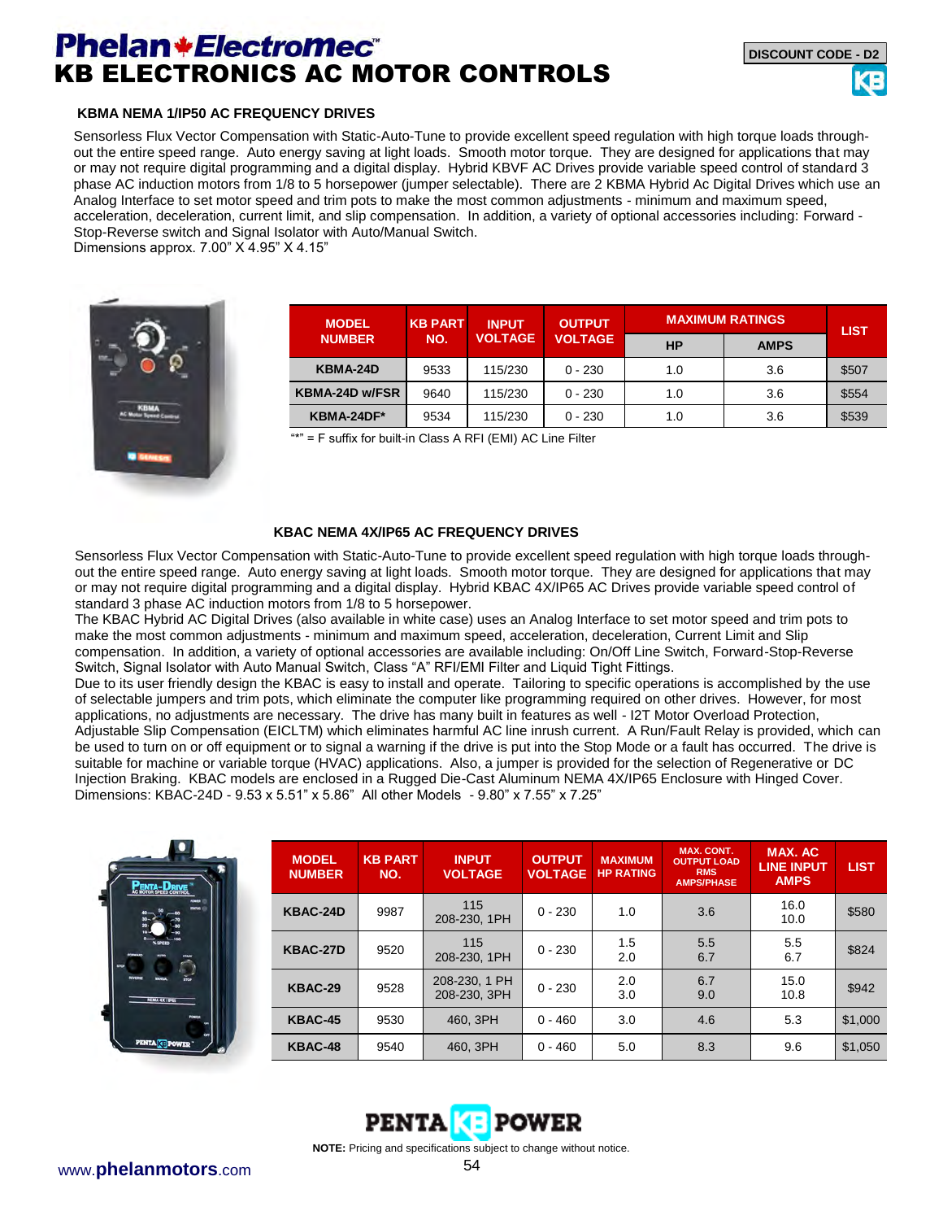# Phelan Electromec

# KB ELECTRONICS AC MOTOR CONTROLS

DISCOUNT CODE - D2

### KBMA NEMA 1/IP50 AC FREQUENCY DRIVES

Sensorless Flux Vector Compensation with Static-Auto-Tune to provide excellent speed regulation with high torque loads throughout the entire speed range. Auto energy saving at light loads. Smooth motor torque. They are designed for applications that may or may not require digital programming and a digital display. Hybrid KBVF AC Drives provide variable speed control of standard 3 phase AC induction motors from 1/8 to 5 horsepower (jumper selectable). There are 2 KBMA Hybrid Ac Digital Drives which use an Analog Interface to set motor speed and trim pots to make the most common adjustments - minimum and maximum speed, acceleration, deceleration, current limit, and slip compensation. In addition, a variety of optional accessories including: Forward - Stop-Reverse switch and Signal Isolator with Auto/Manual Switch.
Dimensions approx. 7.00" X 4.95" X 4.15"

| MODEL NUMBER | KB PART NO. | INPUT VOLTAGE | OUTPUT VOLTAGE | MAXIMUM RATINGS | | LIST |
|---|---|---|---|---|---|---|
| | | | | HP | AMPS | |
| KBMA-24D | 9533 | 115/230 | 0 - 230 | 1.0 | 3.6 | $507 |
| KBMA-24D w/FSR | 9640 | 115/230 | 0 - 230 | 1.0 | 3.6 | $554 |
| KBMA-24DF* | 9534 | 115/230 | 0 - 230 | 1.0 | 3.6 | $539 |

"*" = F suffix for built-in Class A RFI (EMI) AC Line Filter

### KBAC NEMA 4X/IP65 AC FREQUENCY DRIVES

Sensorless Flux Vector Compensation with Static-Auto-Tune to provide excellent speed regulation with high torque loads throughout the entire speed range. Auto energy saving at light loads. Smooth motor torque. They are designed for applications that may or may not require digital programming and a digital display. Hybrid KBAC 4X/IP65 AC Drives provide variable speed control of standard 3 phase AC induction motors from 1/8 to 5 horsepower.
The KBAC Hybrid AC Digital Drives (also available in white case) uses an Analog Interface to set motor speed and trim pots to make the most common adjustments - minimum and maximum speed, acceleration, deceleration, Current Limit and Slip compensation. In addition, a variety of optional accessories are available including: On/Off Line Switch, Forward-Stop-Reverse Switch, Signal Isolator with Auto Manual Switch, Class "A" RFI/EMI Filter and Liquid Tight Fittings.
Due to its user friendly design the KBAC is easy to install and operate. Tailoring to specific operations is accomplished by the use of selectable jumpers and trim pots, which eliminate the computer like programming required on other drives. However, for most applications, no adjustments are necessary. The drive has many built in features as well - I2T Motor Overload Protection, Adjustable Slip Compensation (EICLTM) which eliminates harmful AC line inrush current. A Run/Fault Relay is provided, which can be used to turn on or off equipment or to signal a warning if the drive is put into the Stop Mode or a fault has occurred. The drive is suitable for machine or variable torque (HVAC) applications. Also, a jumper is provided for the selection of Regenerative or DC Injection Braking. KBAC models are enclosed in a Rugged Die-Cast Aluminum NEMA 4X/IP65 Enclosure with Hinged Cover.
Dimensions: KBAC-24D - 9.53 x 5.51" x 5.86" All other Models - 9.80" x 7.55" x 7.25"

| MODEL NUMBER | KB PART NO. | INPUT VOLTAGE | OUTPUT VOLTAGE | MAXIMUM HP RATING | MAX. CONT. OUTPUT LOAD RMS AMPS/PHASE | MAX. AC LINE INPUT AMPS | LIST |
|---|---|---|---|---|---|---|---|
| KBAC-24D | 9987 | 115<br>208-230, 1PH | 0 - 230 | 1.0 | 3.6 | 16.0<br>10.0 | $580 |
| KBAC-27D | 9520 | 115<br>208-230, 1PH | 0 - 230 | 1.5<br>2.0 | 5.5<br>6.7 | 5.5<br>6.7 | $824 |
| KBAC-29 | 9528 | 208-230, 1 PH<br>208-230, 3PH | 0 - 230 | 2.0<br>3.0 | 6.7<br>9.0 | 15.0<br>10.8 | $942 |
| KBAC-45 | 9530 | 460, 3PH | 0 - 460 | 3.0 | 4.6 | 5.3 | $1,000 |
| KBAC-48 | 9540 | 460, 3PH | 0 - 460 | 5.0 | 8.3 | 9.6 | $1,050 |

PENTA KB POWER

**NOTE:** Pricing and specifications subject to change without notice.

www.phelanmotors.com